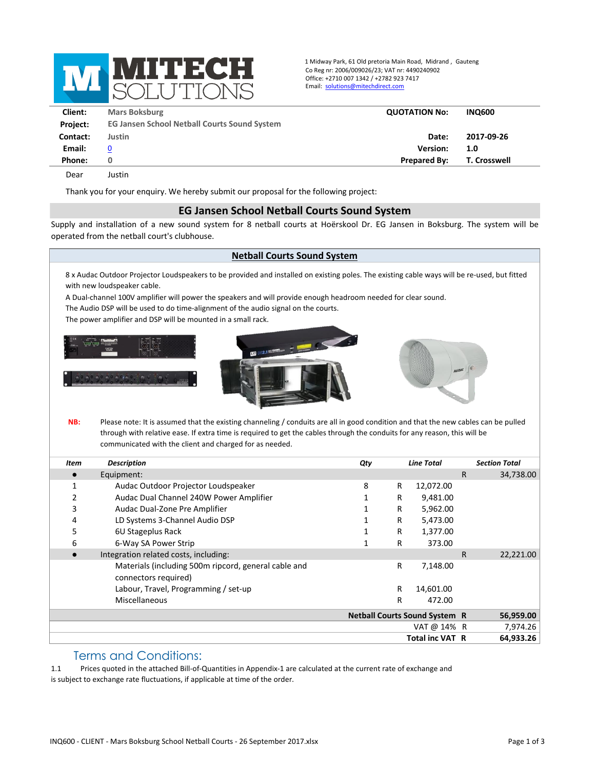**MITECH SOLUTIONS**

1 Midway Park, 61 Old pretoria Main Road, Midrand , Gauteng
Co Reg nr: 2006/009026/23; VAT nr: 4490240902
Office: +2710 007 1342 / +2782 923 7417
Email: solutions@mitechdirect.com

| | | | |
|---|---|---|---|
| **Client:** | Mars Boksburg | **QUOTATION No:** | **INQ600** |
| **Project:** | EG Jansen School Netball Courts Sound System | | |
| **Contact:** | Justin | **Date:** | **2017-09-26** |
| **Email:** | 0 | **Version:** | **1.0** |
| **Phone:** | 0 | **Prepared By:** | **T. Crosswell** |

Dear Justin

Thank you for your enquiry. We hereby submit our proposal for the following project:

## EG Jansen School Netball Courts Sound System

Supply and installation of a new sound system for 8 netball courts at Hoërskool Dr. EG Jansen in Boksburg. The system will be operated from the netball court's clubhouse.

### Netball Courts Sound System

8 x Audac Outdoor Projector Loudspeakers to be provided and installed on existing poles. The existing cable ways will be re-used, but fitted with new loudspeaker cable.
A Dual-channel 100V amplifier will power the speakers and will provide enough headroom needed for clear sound.
The Audio DSP will be used to do time-alignment of the audio signal on the courts.
The power amplifier and DSP will be mounted in a small rack.

**NB:** Please note: It is assumed that the existing channeling / conduits are all in good condition and that the new cables can be pulled through with relative ease. If extra time is required to get the cables through the conduits for any reason, this will be communicated with the client and charged for as needed.

| *Item* | *Description* | *Qty* | *Line Total* | *Section Total* |
|---|---|---|---|---|
| ● | Equipment: | | | R 34,738.00 |
| 1 | Audac Outdoor Projector Loudspeaker | 8 | R 12,072.00 | |
| 2 | Audac Dual Channel 240W Power Amplifier | 1 | R 9,481.00 | |
| 3 | Audac Dual-Zone Pre Amplifier | 1 | R 5,962.00 | |
| 4 | LD Systems 3-Channel Audio DSP | 1 | R 5,473.00 | |
| 5 | 6U Stageplus Rack | 1 | R 1,377.00 | |
| 6 | 6-Way SA Power Strip | 1 | R 373.00 | |
| ● | Integration related costs, including: | | | R 22,221.00 |
| | Materials (including 500m ripcord, general cable and connectors required) | | R 7,148.00 | |
| | Labour, Travel, Programming / set-up | | R 14,601.00 | |
| | Miscellaneous | | R 472.00 | |
| | | | **Netball Courts Sound System** | **R 56,959.00** |
| | | | VAT @ 14% | R 7,974.26 |
| | | | **Total inc VAT** | **R 64,933.26** |

## Terms and Conditions:

1.1 Prices quoted in the attached Bill-of-Quantities in Appendix-1 are calculated at the current rate of exchange and is subject to exchange rate fluctuations, if applicable at time of the order.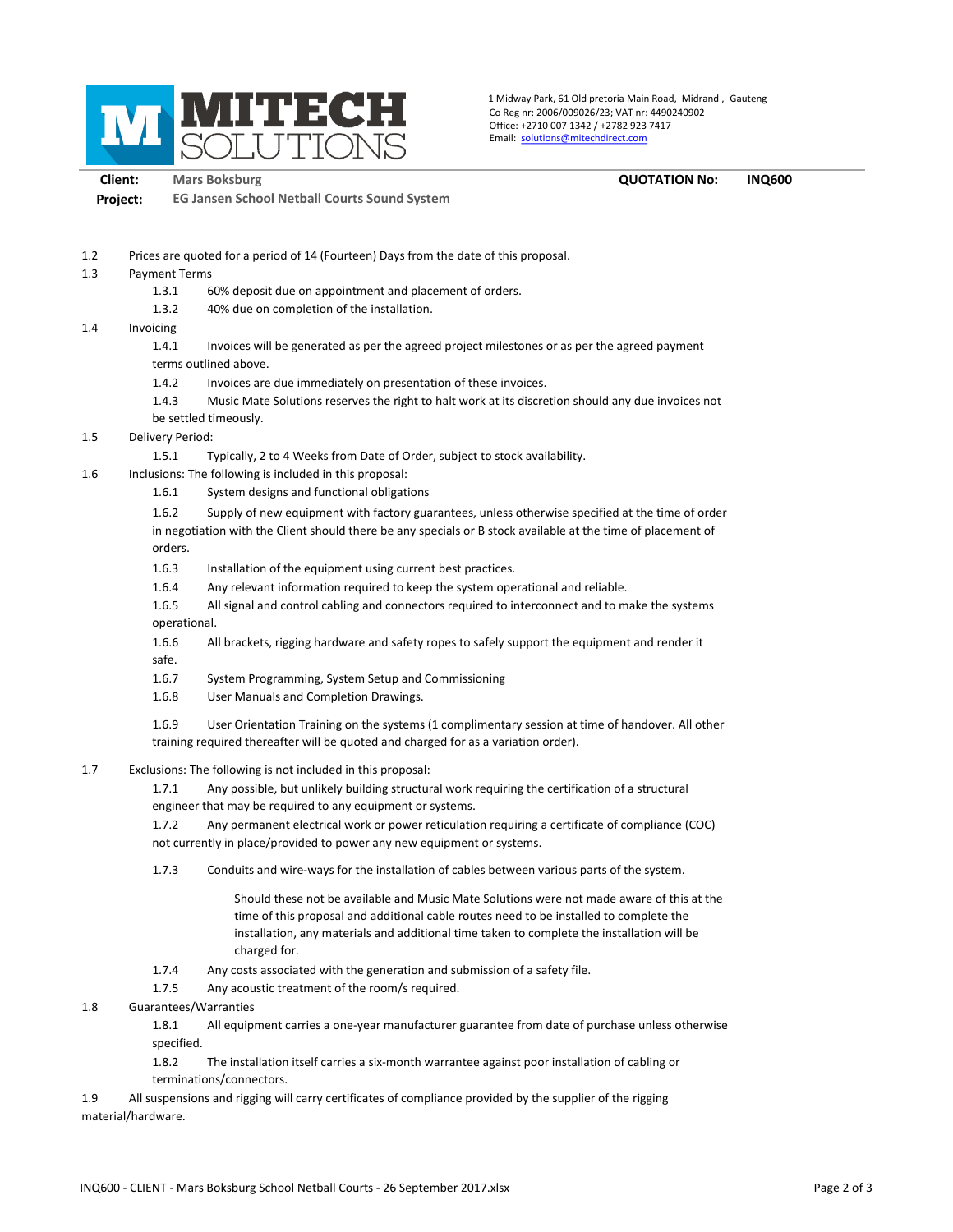1 Midway Park, 61 Old pretoria Main Road, Midrand , Gauteng
Co Reg nr: 2006/009026/23; VAT nr: 4490240902
Office: +2710 007 1342 / +2782 923 7417
Email: solutions@mitechdirect.com

**Client:** Mars Boksburg **QUOTATION No:** INQ600
**Project:** EG Jansen School Netball Courts Sound System

1.2 Prices are quoted for a period of 14 (Fourteen) Days from the date of this proposal.

1.3 Payment Terms

- 1.3.1 60% deposit due on appointment and placement of orders.
- 1.3.2 40% due on completion of the installation.

1.4 Invoicing

- 1.4.1 Invoices will be generated as per the agreed project milestones or as per the agreed payment terms outlined above.
- 1.4.2 Invoices are due immediately on presentation of these invoices.
- 1.4.3 Music Mate Solutions reserves the right to halt work at its discretion should any due invoices not be settled timeously.

1.5 Delivery Period:

- 1.5.1 Typically, 2 to 4 Weeks from Date of Order, subject to stock availability.

1.6 Inclusions: The following is included in this proposal:

- 1.6.1 System designs and functional obligations
- 1.6.2 Supply of new equipment with factory guarantees, unless otherwise specified at the time of order in negotiation with the Client should there be any specials or B stock available at the time of placement of orders.
- 1.6.3 Installation of the equipment using current best practices.
- 1.6.4 Any relevant information required to keep the system operational and reliable.
- 1.6.5 All signal and control cabling and connectors required to interconnect and to make the systems operational.
- 1.6.6 All brackets, rigging hardware and safety ropes to safely support the equipment and render it safe.
- 1.6.7 System Programming, System Setup and Commissioning
- 1.6.8 User Manuals and Completion Drawings.
- 1.6.9 User Orientation Training on the systems (1 complimentary session at time of handover. All other training required thereafter will be quoted and charged for as a variation order).

1.7 Exclusions: The following is not included in this proposal:

- 1.7.1 Any possible, but unlikely building structural work requiring the certification of a structural engineer that may be required to any equipment or systems.
- 1.7.2 Any permanent electrical work or power reticulation requiring a certificate of compliance (COC) not currently in place/provided to power any new equipment or systems.
- 1.7.3 Conduits and wire-ways for the installation of cables between various parts of the system.

  Should these not be available and Music Mate Solutions were not made aware of this at the time of this proposal and additional cable routes need to be installed to complete the installation, any materials and additional time taken to complete the installation will be charged for.
- 1.7.4 Any costs associated with the generation and submission of a safety file.
- 1.7.5 Any acoustic treatment of the room/s required.

1.8 Guarantees/Warranties

- 1.8.1 All equipment carries a one-year manufacturer guarantee from date of purchase unless otherwise specified.
- 1.8.2 The installation itself carries a six-month warrantee against poor installation of cabling or terminations/connectors.

1.9 All suspensions and rigging will carry certificates of compliance provided by the supplier of the rigging material/hardware.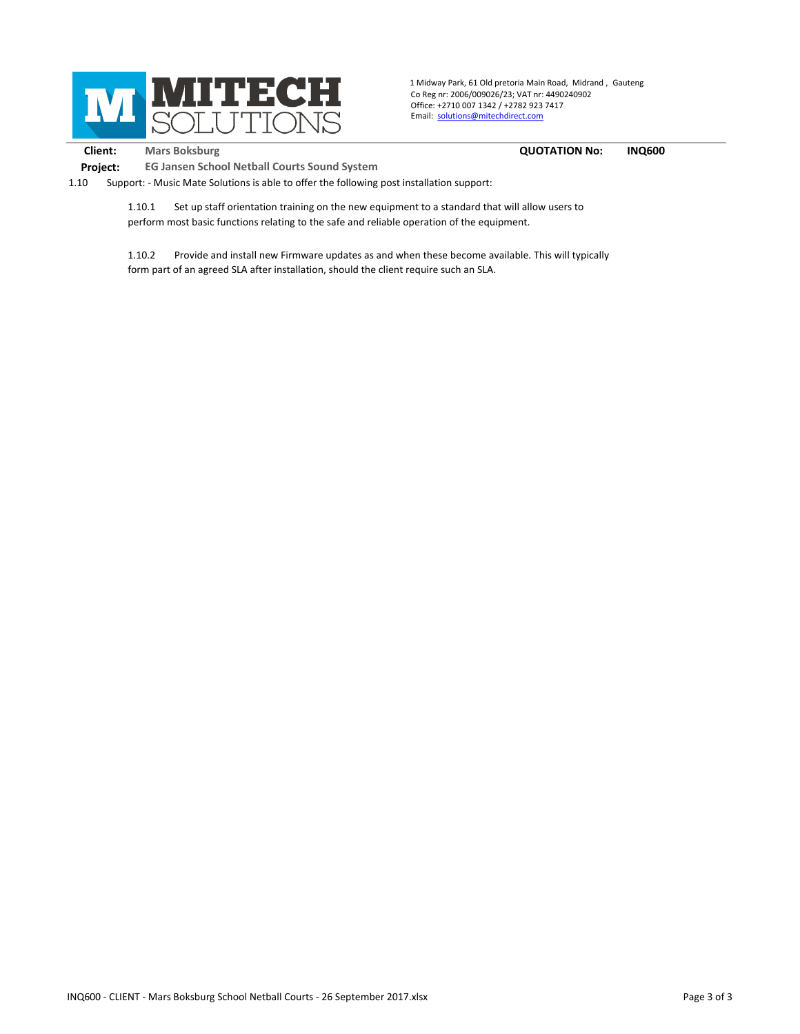1 Midway Park, 61 Old pretoria Main Road, Midrand , Gauteng
Co Reg nr: 2006/009026/23; VAT nr: 4490240902
Office: +2710 007 1342 / +2782 923 7417
Email: solutions@mitechdirect.com

**Client:** Mars Boksburg **QUOTATION No:** INQ600

**Project:** EG Jansen School Netball Courts Sound System

1.10 Support: - Music Mate Solutions is able to offer the following post installation support:

1.10.1 Set up staff orientation training on the new equipment to a standard that will allow users to perform most basic functions relating to the safe and reliable operation of the equipment.

1.10.2 Provide and install new Firmware updates as and when these become available. This will typically form part of an agreed SLA after installation, should the client require such an SLA.